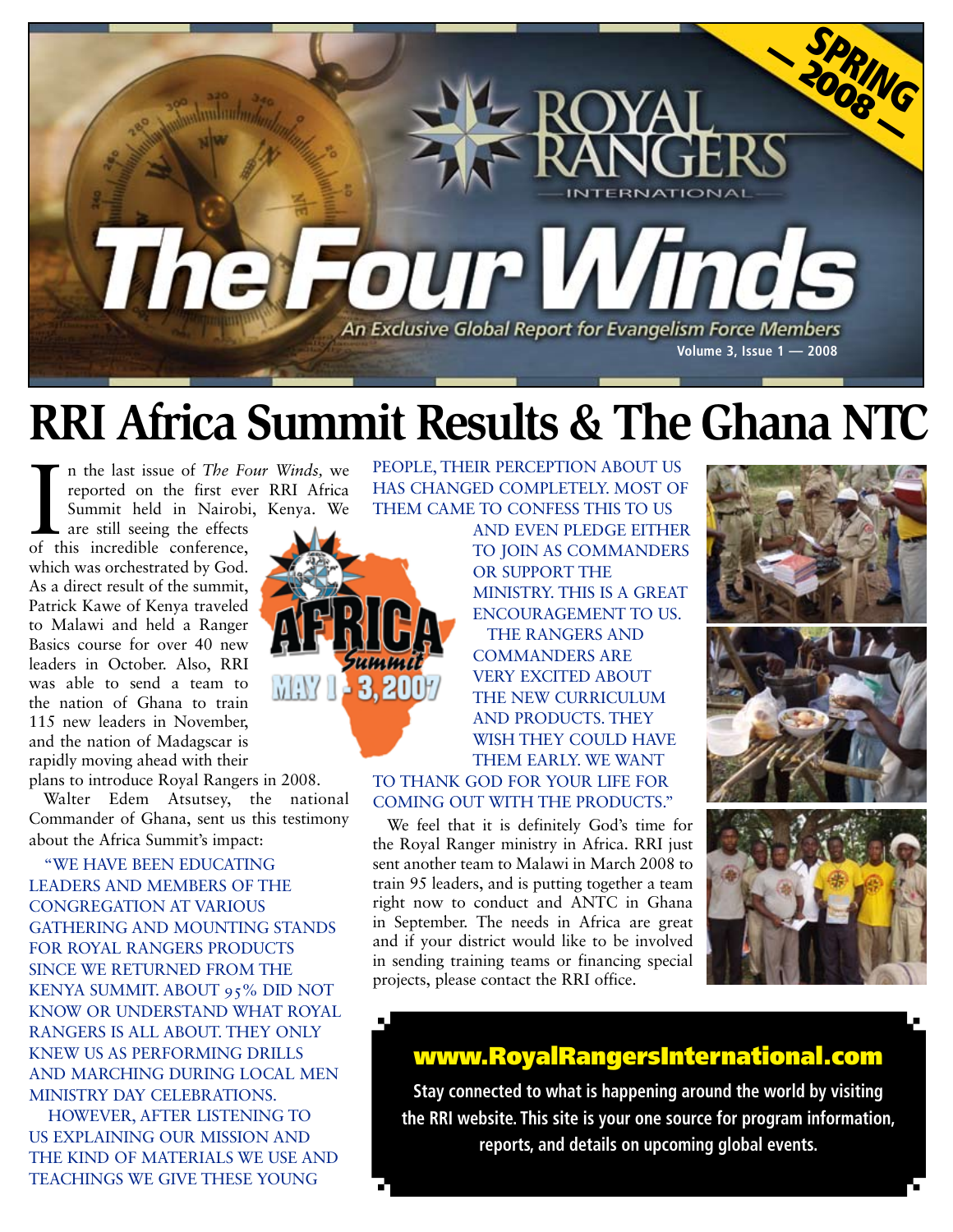# Royal Rangers International

# The Four Winds

An Exclusive Global Report for Evangelism Force Members

Spring 2008

Volume 3, Issue 1 — 2008

# RRI Africa Summit Results & The Ghana NTC

In the last issue of *The Four Winds,* we reported on the first ever RRI Africa Summit held in Nairobi, Kenya. We are still seeing the effects of this incredible conference, which was orchestrated by God. As a direct result of the summit, Patrick Kawe of Kenya traveled to Malawi and held a Ranger Basics course for over 40 new leaders in October. Also, RRI was able to send a team to the nation of Ghana to train 115 new leaders in November, and the nation of Madagscar is rapidly moving ahead with their plans to introduce Royal Rangers in 2008.

Africa Summit
May 1 - 3, 2007

Walter Edem Atsutsey, the national Commander of Ghana, sent us this testimony about the Africa Summit's impact:

"WE HAVE BEEN EDUCATING LEADERS AND MEMBERS OF THE CONGREGATION AT VARIOUS GATHERING AND MOUNTING STANDS FOR ROYAL RANGERS PRODUCTS SINCE WE RETURNED FROM THE KENYA SUMMIT. ABOUT 95% DID NOT KNOW OR UNDERSTAND WHAT ROYAL RANGERS IS ALL ABOUT. THEY ONLY KNEW US AS PERFORMING DRILLS AND MARCHING DURING LOCAL MEN MINISTRY DAY CELEBRATIONS.

HOWEVER, AFTER LISTENING TO US EXPLAINING OUR MISSION AND THE KIND OF MATERIALS WE USE AND TEACHINGS WE GIVE THESE YOUNG PEOPLE, THEIR PERCEPTION ABOUT US HAS CHANGED COMPLETELY. MOST OF THEM CAME TO CONFESS THIS TO US AND EVEN PLEDGE EITHER TO JOIN AS COMMANDERS OR SUPPORT THE MINISTRY. THIS IS A GREAT ENCOURAGEMENT TO US.

THE RANGERS AND COMMANDERS ARE VERY EXCITED ABOUT THE NEW CURRICULUM AND PRODUCTS. THEY WISH THEY COULD HAVE THEM EARLY. WE WANT TO THANK GOD FOR YOUR LIFE FOR COMING OUT WITH THE PRODUCTS."

We feel that it is definitely God's time for the Royal Ranger ministry in Africa. RRI just sent another team to Malawi in March 2008 to train 95 leaders, and is putting together a team right now to conduct and ANTC in Ghana in September. The needs in Africa are great and if your district would like to be involved in sending training teams or financing special projects, please contact the RRI office.

**www.RoyalRangersInternational.com**

**Stay connected to what is happening around the world by visiting the RRI website. This site is your one source for program information, reports, and details on upcoming global events.**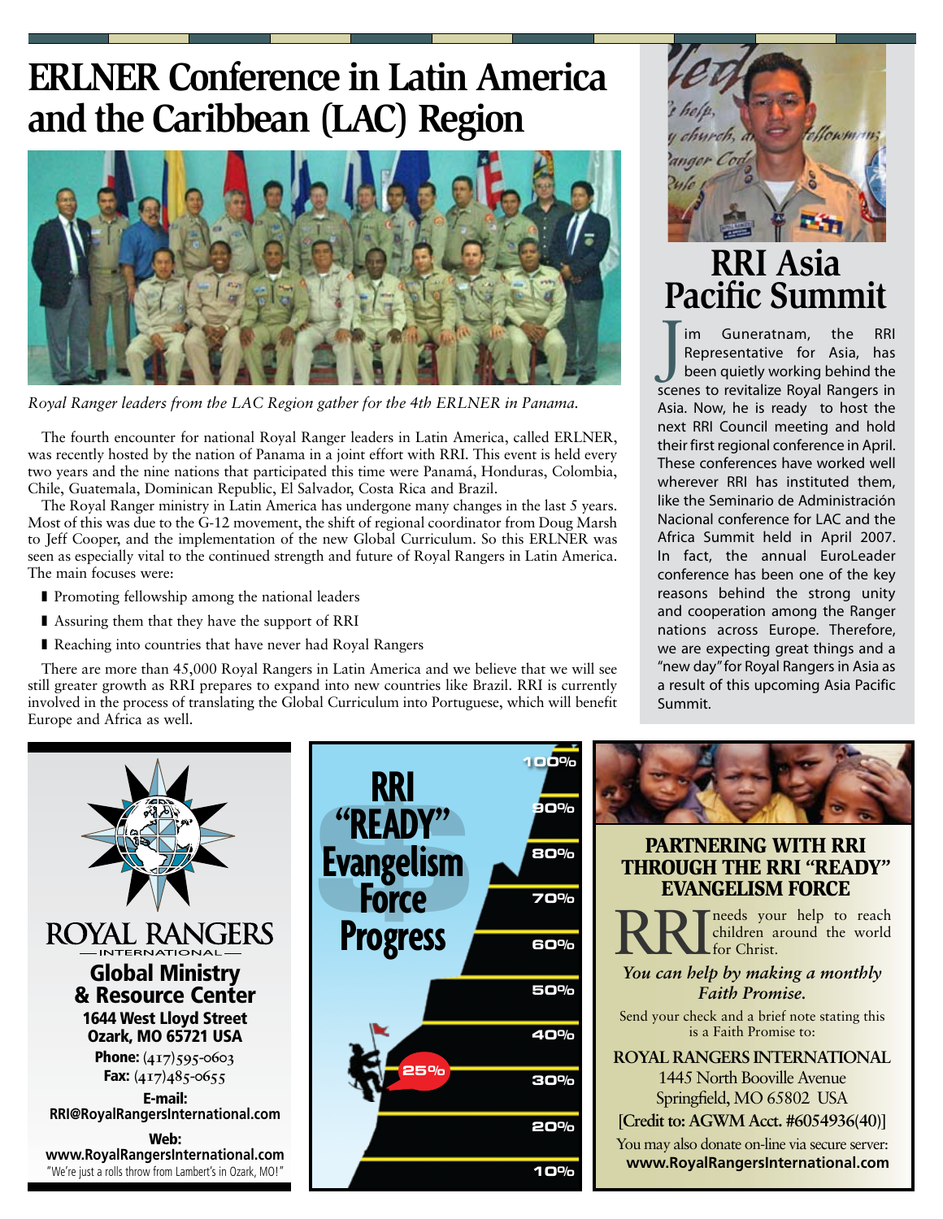# ERLNER Conference in Latin America and the Caribbean (LAC) Region

*Royal Ranger leaders from the LAC Region gather for the 4th ERLNER in Panama.*

The fourth encounter for national Royal Ranger leaders in Latin America, called ERLNER, was recently hosted by the nation of Panama in a joint effort with RRI. This event is held every two years and the nine nations that participated this time were Panamá, Honduras, Colombia, Chile, Guatemala, Dominican Republic, El Salvador, Costa Rica and Brazil.

The Royal Ranger ministry in Latin America has undergone many changes in the last 5 years. Most of this was due to the G-12 movement, the shift of regional coordinator from Doug Marsh to Jeff Cooper, and the implementation of the new Global Curriculum. So this ERLNER was seen as especially vital to the continued strength and future of Royal Rangers in Latin America. The main focuses were:

- Promoting fellowship among the national leaders
- Assuring them that they have the support of RRI
- Reaching into countries that have never had Royal Rangers

There are more than 45,000 Royal Rangers in Latin America and we believe that we will see still greater growth as RRI prepares to expand into new countries like Brazil. RRI is currently involved in the process of translating the Global Curriculum into Portuguese, which will benefit Europe and Africa as well.

# RRI Asia Pacific Summit

Jim Guneratnam, the RRI Representative for Asia, has been quietly working behind the scenes to revitalize Royal Rangers in Asia. Now, he is ready to host the next RRI Council meeting and hold their first regional conference in April. These conferences have worked well wherever RRI has instituted them, like the Seminario de Administración Nacional conference for LAC and the Africa Summit held in April 2007. In fact, the annual EuroLeader conference has been one of the key reasons behind the strong unity and cooperation among the Ranger nations across Europe. Therefore, we are expecting great things and a "new day" for Royal Rangers in Asia as a result of this upcoming Asia Pacific Summit.

ROYAL RANGERS
— INTERNATIONAL —

**Global Ministry & Resource Center**
**1644 West Lloyd Street**
**Ozark, MO 65721 USA**
**Phone:** (417)595-0603
**Fax:** (417)485-0655
**E-mail:**
RRI@RoyalRangersInternational.com
**Web:**
www.RoyalRangersInternational.com
"We're just a rolls throw from Lambert's in Ozark, MO!"

## RRI "READY" Evangelism Force Progress

100%
90%
80%
70%
60%
50%
40%
30%
25%
20%
10%

## PARTNERING WITH RRI THROUGH THE RRI "READY" EVANGELISM FORCE

RRI needs your help to reach children around the world for Christ.

***You can help by making a monthly Faith Promise.***

Send your check and a brief note stating this is a Faith Promise to:

**ROYAL RANGERS INTERNATIONAL**
1445 North Booville Avenue
Springfield, MO 65802 USA
**[Credit to: AGWM Acct. #6054936(40)]**

You may also donate on-line via secure server:
**www.RoyalRangersInternational.com**